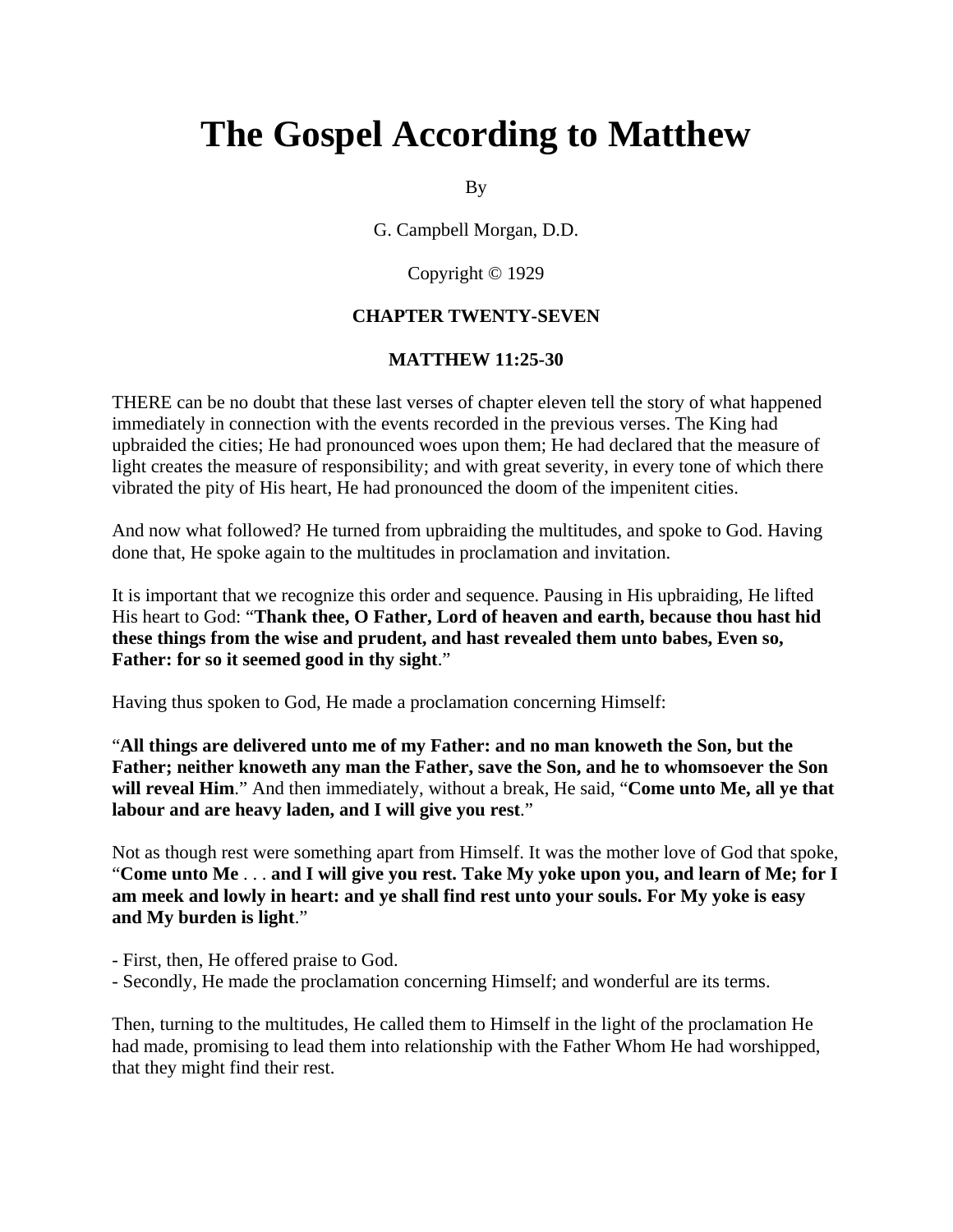# The Gospel According to Matthew

By

G. Campbell Morgan, D.D.

Copyright © 1929

### CHAPTER TWENTY-SEVEN

### MATTHEW 11:25-30

THERE can be no doubt that these last verses of chapter eleven tell the story of what happened immediately in connection with the events recorded in the previous verses. The King had upbraided the cities; He had pronounced woes upon them; He had declared that the measure of light creates the measure of responsibility; and with great severity, in every tone of which there vibrated the pity of His heart, He had pronounced the doom of the impenitent cities.

And now what followed? He turned from upbraiding the multitudes, and spoke to God. Having done that, He spoke again to the multitudes in proclamation and invitation.

It is important that we recognize this order and sequence. Pausing in His upbraiding, He lifted His heart to God: "**Thank thee, O Father, Lord of heaven and earth, because thou hast hid these things from the wise and prudent, and hast revealed them unto babes, Even so, Father: for so it seemed good in thy sight**."

Having thus spoken to God, He made a proclamation concerning Himself:

"**All things are delivered unto me of my Father: and no man knoweth the Son, but the Father; neither knoweth any man the Father, save the Son, and he to whomsoever the Son will reveal Him**." And then immediately, without a break, He said, "**Come unto Me, all ye that labour and are heavy laden, and I will give you rest**."

Not as though rest were something apart from Himself. It was the mother love of God that spoke, "**Come unto Me** . . . **and I will give you rest. Take My yoke upon you, and learn of Me; for I am meek and lowly in heart: and ye shall find rest unto your souls. For My yoke is easy and My burden is light**."

- First, then, He offered praise to God.
- Secondly, He made the proclamation concerning Himself; and wonderful are its terms.

Then, turning to the multitudes, He called them to Himself in the light of the proclamation He had made, promising to lead them into relationship with the Father Whom He had worshipped, that they might find their rest.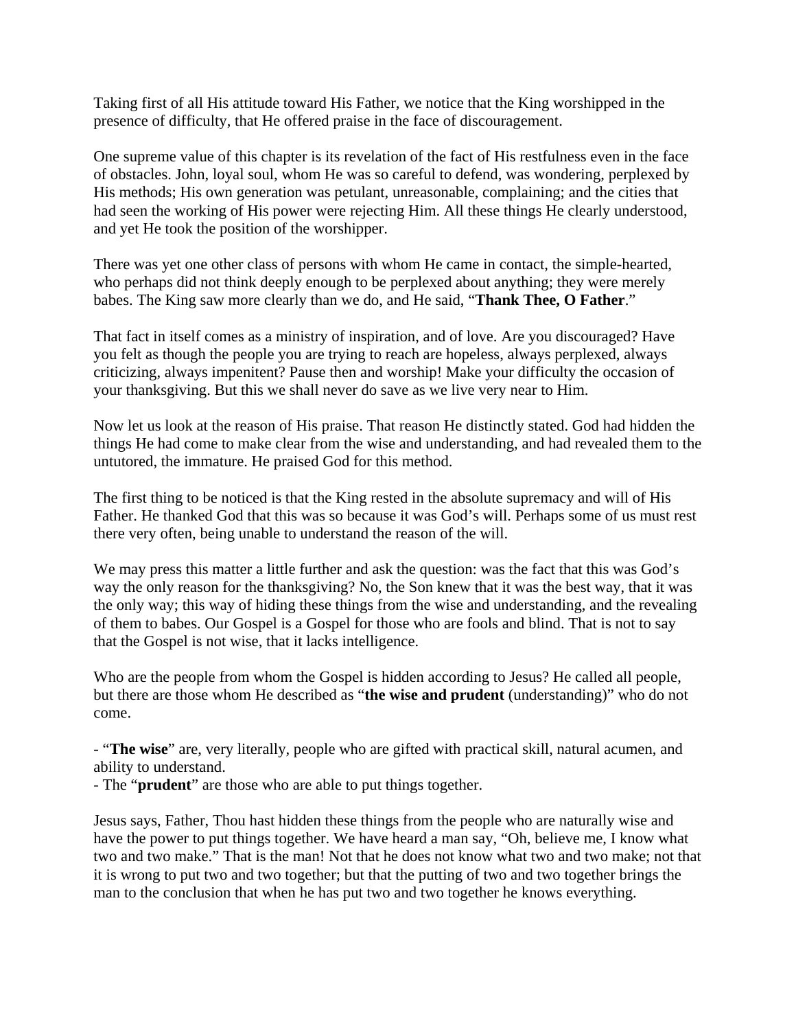Taking first of all His attitude toward His Father, we notice that the King worshipped in the presence of difficulty, that He offered praise in the face of discouragement.

One supreme value of this chapter is its revelation of the fact of His restfulness even in the face of obstacles. John, loyal soul, whom He was so careful to defend, was wondering, perplexed by His methods; His own generation was petulant, unreasonable, complaining; and the cities that had seen the working of His power were rejecting Him. All these things He clearly understood, and yet He took the position of the worshipper.

There was yet one other class of persons with whom He came in contact, the simple-hearted, who perhaps did not think deeply enough to be perplexed about anything; they were merely babes. The King saw more clearly than we do, and He said, "**Thank Thee, O Father**."

That fact in itself comes as a ministry of inspiration, and of love. Are you discouraged? Have you felt as though the people you are trying to reach are hopeless, always perplexed, always criticizing, always impenitent? Pause then and worship! Make your difficulty the occasion of your thanksgiving. But this we shall never do save as we live very near to Him.

Now let us look at the reason of His praise. That reason He distinctly stated. God had hidden the things He had come to make clear from the wise and understanding, and had revealed them to the untutored, the immature. He praised God for this method.

The first thing to be noticed is that the King rested in the absolute supremacy and will of His Father. He thanked God that this was so because it was God's will. Perhaps some of us must rest there very often, being unable to understand the reason of the will.

We may press this matter a little further and ask the question: was the fact that this was God's way the only reason for the thanksgiving? No, the Son knew that it was the best way, that it was the only way; this way of hiding these things from the wise and understanding, and the revealing of them to babes. Our Gospel is a Gospel for those who are fools and blind. That is not to say that the Gospel is not wise, that it lacks intelligence.

Who are the people from whom the Gospel is hidden according to Jesus? He called all people, but there are those whom He described as "**the wise and prudent** (understanding)" who do not come.

- "**The wise**" are, very literally, people who are gifted with practical skill, natural acumen, and ability to understand.
- The "**prudent**" are those who are able to put things together.

Jesus says, Father, Thou hast hidden these things from the people who are naturally wise and have the power to put things together. We have heard a man say, "Oh, believe me, I know what two and two make." That is the man! Not that he does not know what two and two make; not that it is wrong to put two and two together; but that the putting of two and two together brings the man to the conclusion that when he has put two and two together he knows everything.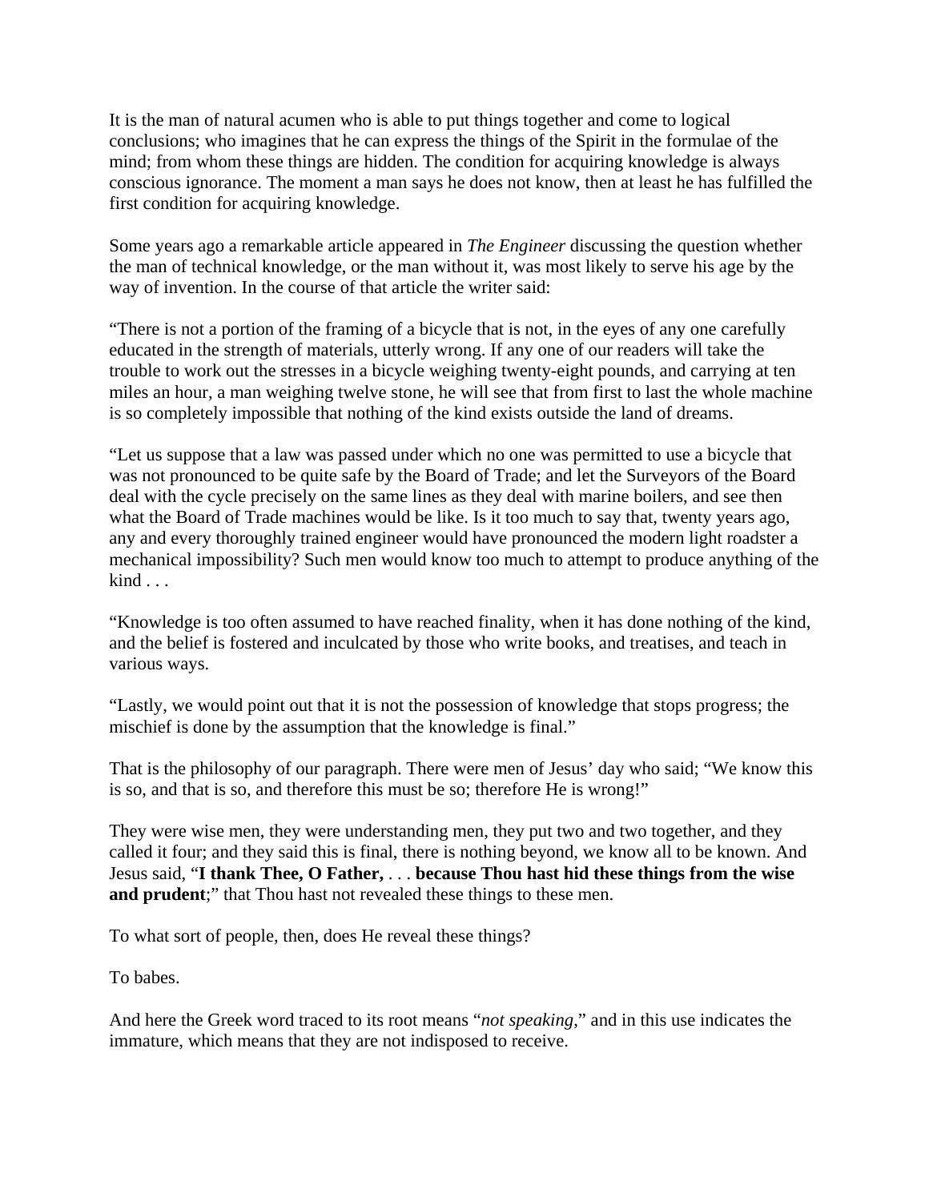It is the man of natural acumen who is able to put things together and come to logical conclusions; who imagines that he can express the things of the Spirit in the formulae of the mind; from whom these things are hidden. The condition for acquiring knowledge is always conscious ignorance. The moment a man says he does not know, then at least he has fulfilled the first condition for acquiring knowledge.

Some years ago a remarkable article appeared in *The Engineer* discussing the question whether the man of technical knowledge, or the man without it, was most likely to serve his age by the way of invention. In the course of that article the writer said:

"There is not a portion of the framing of a bicycle that is not, in the eyes of any one carefully educated in the strength of materials, utterly wrong. If any one of our readers will take the trouble to work out the stresses in a bicycle weighing twenty-eight pounds, and carrying at ten miles an hour, a man weighing twelve stone, he will see that from first to last the whole machine is so completely impossible that nothing of the kind exists outside the land of dreams.

"Let us suppose that a law was passed under which no one was permitted to use a bicycle that was not pronounced to be quite safe by the Board of Trade; and let the Surveyors of the Board deal with the cycle precisely on the same lines as they deal with marine boilers, and see then what the Board of Trade machines would be like. Is it too much to say that, twenty years ago, any and every thoroughly trained engineer would have pronounced the modern light roadster a mechanical impossibility? Such men would know too much to attempt to produce anything of the kind . . .

"Knowledge is too often assumed to have reached finality, when it has done nothing of the kind, and the belief is fostered and inculcated by those who write books, and treatises, and teach in various ways.

"Lastly, we would point out that it is not the possession of knowledge that stops progress; the mischief is done by the assumption that the knowledge is final."

That is the philosophy of our paragraph. There were men of Jesus' day who said; "We know this is so, and that is so, and therefore this must be so; therefore He is wrong!"

They were wise men, they were understanding men, they put two and two together, and they called it four; and they said this is final, there is nothing beyond, we know all to be known. And Jesus said, "**I thank Thee, O Father,** . . . **because Thou hast hid these things from the wise and prudent**;" that Thou hast not revealed these things to these men.

To what sort of people, then, does He reveal these things?

To babes.

And here the Greek word traced to its root means "*not speaking*," and in this use indicates the immature, which means that they are not indisposed to receive.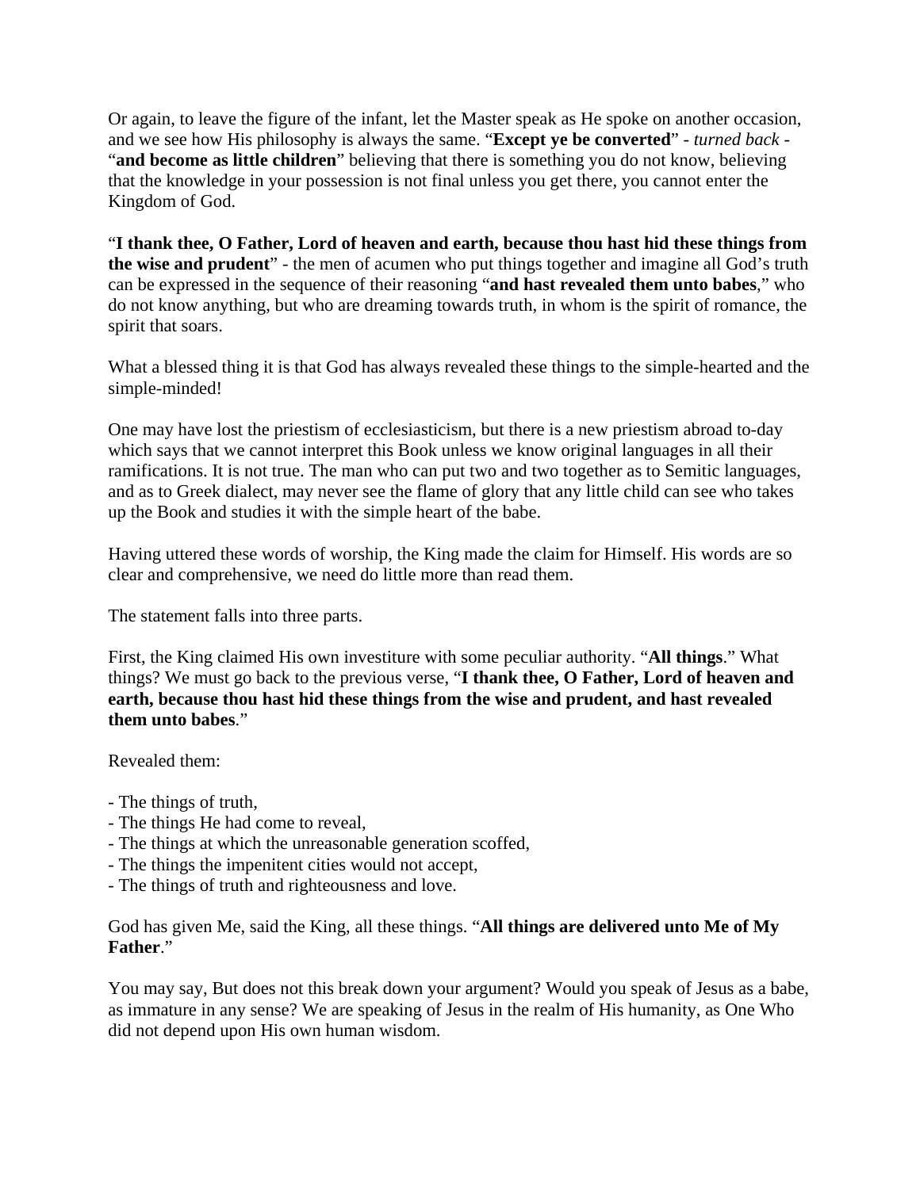Or again, to leave the figure of the infant, let the Master speak as He spoke on another occasion, and we see how His philosophy is always the same. "**Except ye be converted**" - *turned back* - "**and become as little children**" believing that there is something you do not know, believing that the knowledge in your possession is not final unless you get there, you cannot enter the Kingdom of God.

"**I thank thee, O Father, Lord of heaven and earth, because thou hast hid these things from the wise and prudent**" - the men of acumen who put things together and imagine all God's truth can be expressed in the sequence of their reasoning "**and hast revealed them unto babes**," who do not know anything, but who are dreaming towards truth, in whom is the spirit of romance, the spirit that soars.

What a blessed thing it is that God has always revealed these things to the simple-hearted and the simple-minded!

One may have lost the priestism of ecclesiasticism, but there is a new priestism abroad to-day which says that we cannot interpret this Book unless we know original languages in all their ramifications. It is not true. The man who can put two and two together as to Semitic languages, and as to Greek dialect, may never see the flame of glory that any little child can see who takes up the Book and studies it with the simple heart of the babe.

Having uttered these words of worship, the King made the claim for Himself. His words are so clear and comprehensive, we need do little more than read them.

The statement falls into three parts.

First, the King claimed His own investiture with some peculiar authority. "**All things**." What things? We must go back to the previous verse, "**I thank thee, O Father, Lord of heaven and earth, because thou hast hid these things from the wise and prudent, and hast revealed them unto babes**."

Revealed them:

- The things of truth,
- The things He had come to reveal,
- The things at which the unreasonable generation scoffed,
- The things the impenitent cities would not accept,
- The things of truth and righteousness and love.

God has given Me, said the King, all these things. "**All things are delivered unto Me of My Father**."

You may say, But does not this break down your argument? Would you speak of Jesus as a babe, as immature in any sense? We are speaking of Jesus in the realm of His humanity, as One Who did not depend upon His own human wisdom.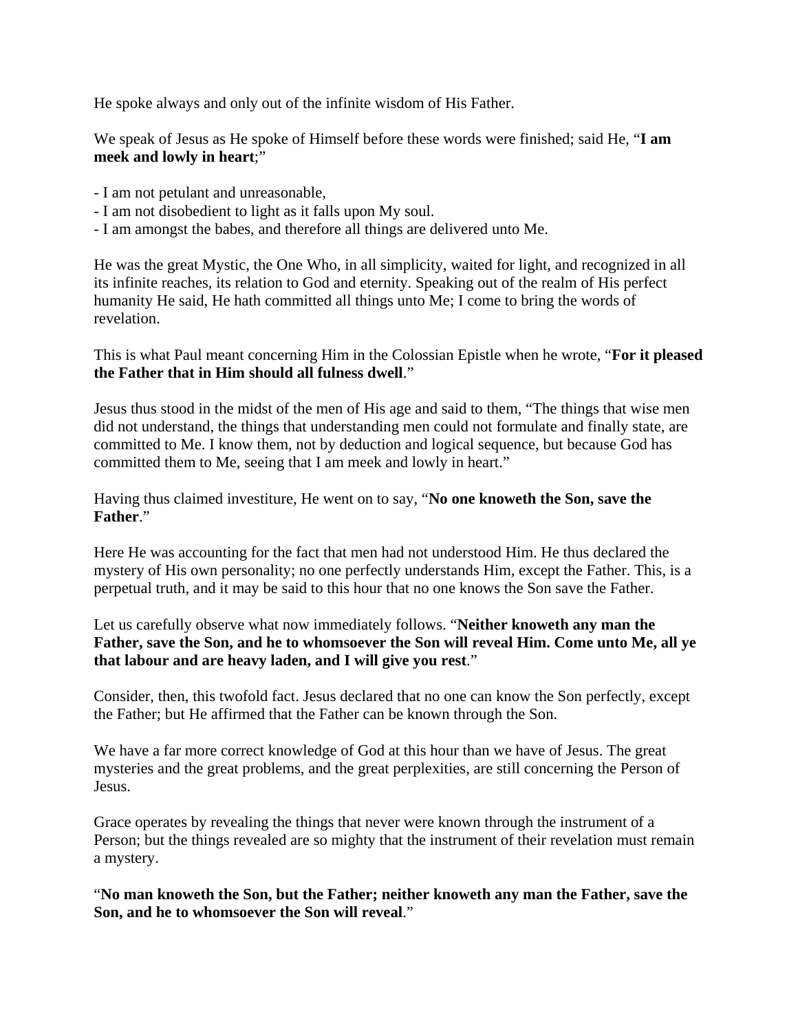He spoke always and only out of the infinite wisdom of His Father.

We speak of Jesus as He spoke of Himself before these words were finished; said He, "**I am meek and lowly in heart**;"

- I am not petulant and unreasonable,
- I am not disobedient to light as it falls upon My soul.
- I am amongst the babes, and therefore all things are delivered unto Me.

He was the great Mystic, the One Who, in all simplicity, waited for light, and recognized in all its infinite reaches, its relation to God and eternity. Speaking out of the realm of His perfect humanity He said, He hath committed all things unto Me; I come to bring the words of revelation.

This is what Paul meant concerning Him in the Colossian Epistle when he wrote, "**For it pleased the Father that in Him should all fulness dwell**."

Jesus thus stood in the midst of the men of His age and said to them, "The things that wise men did not understand, the things that understanding men could not formulate and finally state, are committed to Me. I know them, not by deduction and logical sequence, but because God has committed them to Me, seeing that I am meek and lowly in heart."

Having thus claimed investiture, He went on to say, "**No one knoweth the Son, save the Father**."

Here He was accounting for the fact that men had not understood Him. He thus declared the mystery of His own personality; no one perfectly understands Him, except the Father. This, is a perpetual truth, and it may be said to this hour that no one knows the Son save the Father.

Let us carefully observe what now immediately follows. "**Neither knoweth any man the Father, save the Son, and he to whomsoever the Son will reveal Him. Come unto Me, all ye that labour and are heavy laden, and I will give you rest**."

Consider, then, this twofold fact. Jesus declared that no one can know the Son perfectly, except the Father; but He affirmed that the Father can be known through the Son.

We have a far more correct knowledge of God at this hour than we have of Jesus. The great mysteries and the great problems, and the great perplexities, are still concerning the Person of Jesus.

Grace operates by revealing the things that never were known through the instrument of a Person; but the things revealed are so mighty that the instrument of their revelation must remain a mystery.

"**No man knoweth the Son, but the Father; neither knoweth any man the Father, save the Son, and he to whomsoever the Son will reveal**."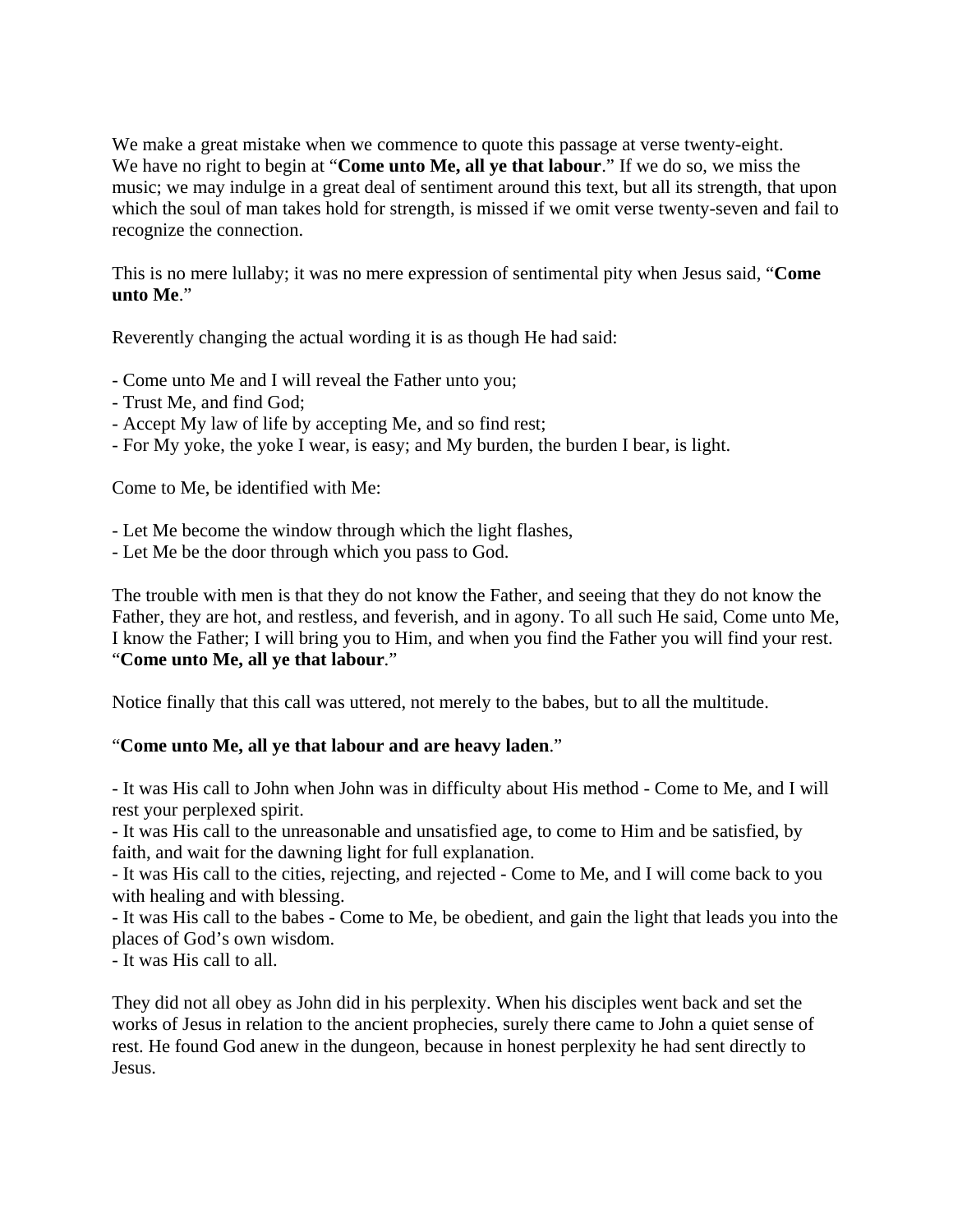We make a great mistake when we commence to quote this passage at verse twenty-eight. We have no right to begin at "**Come unto Me, all ye that labour**." If we do so, we miss the music; we may indulge in a great deal of sentiment around this text, but all its strength, that upon which the soul of man takes hold for strength, is missed if we omit verse twenty-seven and fail to recognize the connection.

This is no mere lullaby; it was no mere expression of sentimental pity when Jesus said, "**Come unto Me**."

Reverently changing the actual wording it is as though He had said:

- Come unto Me and I will reveal the Father unto you;
- Trust Me, and find God;
- Accept My law of life by accepting Me, and so find rest;
- For My yoke, the yoke I wear, is easy; and My burden, the burden I bear, is light.

Come to Me, be identified with Me:

- Let Me become the window through which the light flashes,
- Let Me be the door through which you pass to God.

The trouble with men is that they do not know the Father, and seeing that they do not know the Father, they are hot, and restless, and feverish, and in agony. To all such He said, Come unto Me, I know the Father; I will bring you to Him, and when you find the Father you will find your rest. "**Come unto Me, all ye that labour**."

Notice finally that this call was uttered, not merely to the babes, but to all the multitude.

"**Come unto Me, all ye that labour and are heavy laden**."

- It was His call to John when John was in difficulty about His method - Come to Me, and I will rest your perplexed spirit.
- It was His call to the unreasonable and unsatisfied age, to come to Him and be satisfied, by faith, and wait for the dawning light for full explanation.
- It was His call to the cities, rejecting, and rejected - Come to Me, and I will come back to you with healing and with blessing.
- It was His call to the babes - Come to Me, be obedient, and gain the light that leads you into the places of God's own wisdom.
- It was His call to all.

They did not all obey as John did in his perplexity. When his disciples went back and set the works of Jesus in relation to the ancient prophecies, surely there came to John a quiet sense of rest. He found God anew in the dungeon, because in honest perplexity he had sent directly to Jesus.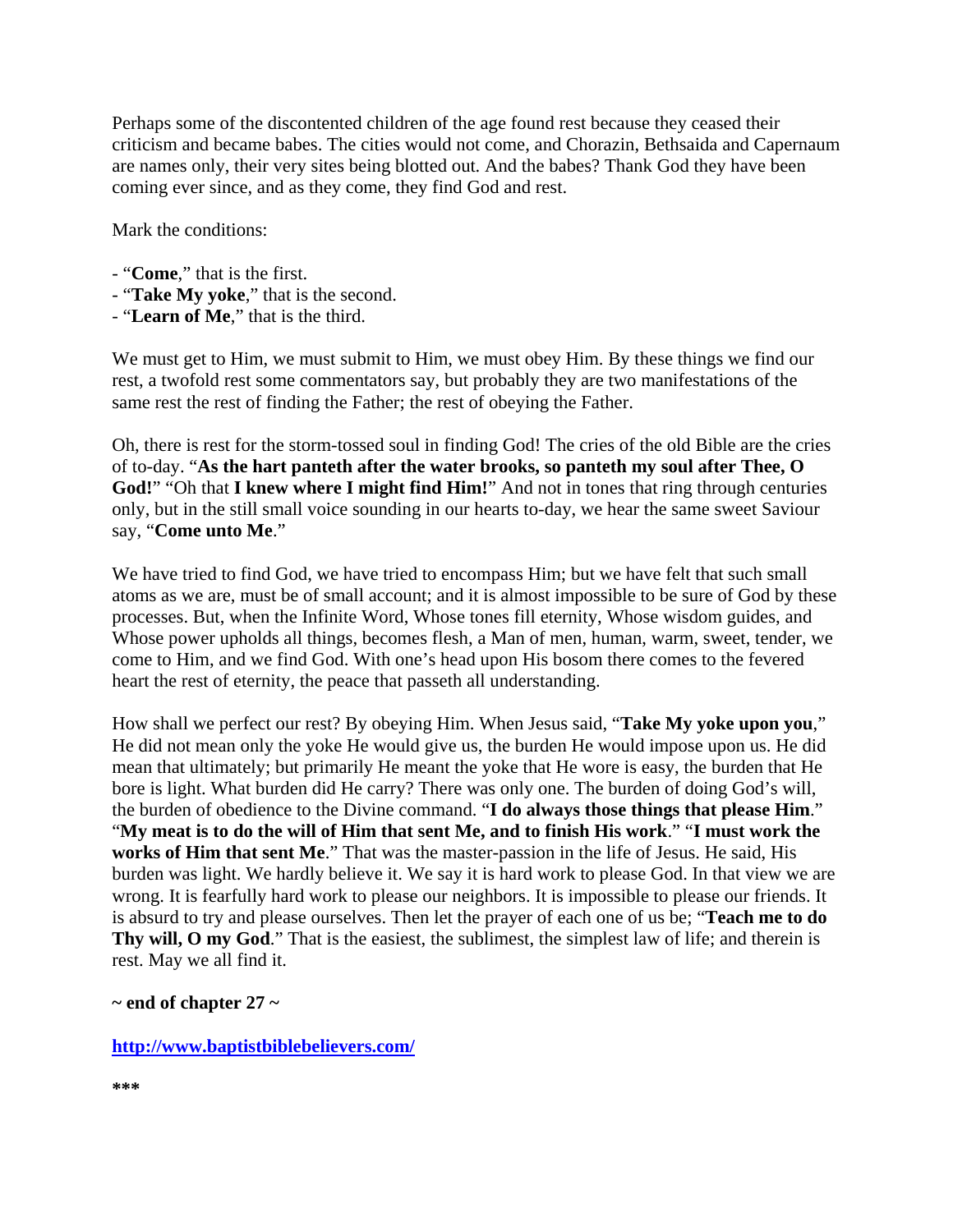Perhaps some of the discontented children of the age found rest because they ceased their criticism and became babes. The cities would not come, and Chorazin, Bethsaida and Capernaum are names only, their very sites being blotted out. And the babes? Thank God they have been coming ever since, and as they come, they find God and rest.

Mark the conditions:

- "**Come**," that is the first.
- "**Take My yoke**," that is the second.
- "**Learn of Me**," that is the third.

We must get to Him, we must submit to Him, we must obey Him. By these things we find our rest, a twofold rest some commentators say, but probably they are two manifestations of the same rest the rest of finding the Father; the rest of obeying the Father.

Oh, there is rest for the storm-tossed soul in finding God! The cries of the old Bible are the cries of to-day. "**As the hart panteth after the water brooks, so panteth my soul after Thee, O God!**" "Oh that **I knew where I might find Him!**" And not in tones that ring through centuries only, but in the still small voice sounding in our hearts to-day, we hear the same sweet Saviour say, "**Come unto Me**."

We have tried to find God, we have tried to encompass Him; but we have felt that such small atoms as we are, must be of small account; and it is almost impossible to be sure of God by these processes. But, when the Infinite Word, Whose tones fill eternity, Whose wisdom guides, and Whose power upholds all things, becomes flesh, a Man of men, human, warm, sweet, tender, we come to Him, and we find God. With one's head upon His bosom there comes to the fevered heart the rest of eternity, the peace that passeth all understanding.

How shall we perfect our rest? By obeying Him. When Jesus said, "**Take My yoke upon you**," He did not mean only the yoke He would give us, the burden He would impose upon us. He did mean that ultimately; but primarily He meant the yoke that He wore is easy, the burden that He bore is light. What burden did He carry? There was only one. The burden of doing God's will, the burden of obedience to the Divine command. "**I do always those things that please Him**." "**My meat is to do the will of Him that sent Me, and to finish His work**." "**I must work the works of Him that sent Me**." That was the master-passion in the life of Jesus. He said, His burden was light. We hardly believe it. We say it is hard work to please God. In that view we are wrong. It is fearfully hard work to please our neighbors. It is impossible to please our friends. It is absurd to try and please ourselves. Then let the prayer of each one of us be; "**Teach me to do Thy will, O my God**." That is the easiest, the sublimest, the simplest law of life; and therein is rest. May we all find it.

**~ end of chapter 27 ~**

**http://www.baptistbiblebelievers.com/**

*****